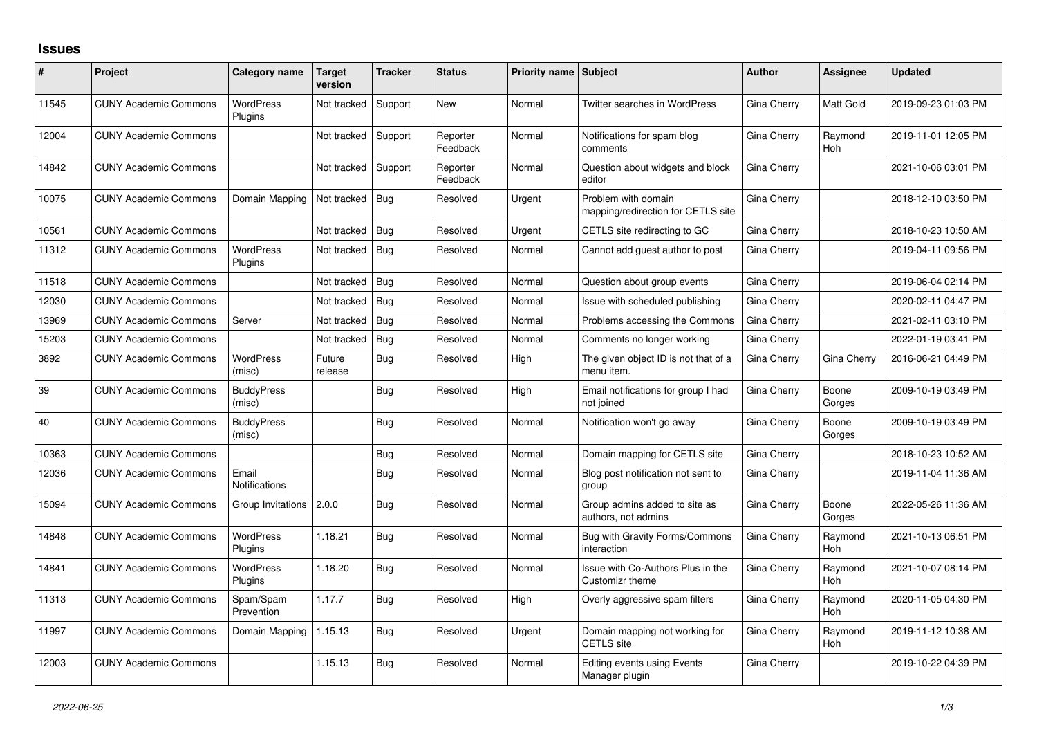## Issues

| # | Project | Category name | Target version | Tracker | Status | Priority name | Subject | Author | Assignee | Updated |
|---|---|---|---|---|---|---|---|---|---|---|
| 11545 | CUNY Academic Commons | WordPress Plugins | Not tracked | Support | New | Normal | Twitter searches in WordPress | Gina Cherry | Matt Gold | 2019-09-23 01:03 PM |
| 12004 | CUNY Academic Commons | | Not tracked | Support | Reporter Feedback | Normal | Notifications for spam blog comments | Gina Cherry | Raymond Hoh | 2019-11-01 12:05 PM |
| 14842 | CUNY Academic Commons | | Not tracked | Support | Reporter Feedback | Normal | Question about widgets and block editor | Gina Cherry | | 2021-10-06 03:01 PM |
| 10075 | CUNY Academic Commons | Domain Mapping | Not tracked | Bug | Resolved | Urgent | Problem with domain mapping/redirection for CETLS site | Gina Cherry | | 2018-12-10 03:50 PM |
| 10561 | CUNY Academic Commons | | Not tracked | Bug | Resolved | Urgent | CETLS site redirecting to GC | Gina Cherry | | 2018-10-23 10:50 AM |
| 11312 | CUNY Academic Commons | WordPress Plugins | Not tracked | Bug | Resolved | Normal | Cannot add guest author to post | Gina Cherry | | 2019-04-11 09:56 PM |
| 11518 | CUNY Academic Commons | | Not tracked | Bug | Resolved | Normal | Question about group events | Gina Cherry | | 2019-06-04 02:14 PM |
| 12030 | CUNY Academic Commons | | Not tracked | Bug | Resolved | Normal | Issue with scheduled publishing | Gina Cherry | | 2020-02-11 04:47 PM |
| 13969 | CUNY Academic Commons | Server | Not tracked | Bug | Resolved | Normal | Problems accessing the Commons | Gina Cherry | | 2021-02-11 03:10 PM |
| 15203 | CUNY Academic Commons | | Not tracked | Bug | Resolved | Normal | Comments no longer working | Gina Cherry | | 2022-01-19 03:41 PM |
| 3892 | CUNY Academic Commons | WordPress (misc) | Future release | Bug | Resolved | High | The given object ID is not that of a menu item. | Gina Cherry | Gina Cherry | 2016-06-21 04:49 PM |
| 39 | CUNY Academic Commons | BuddyPress (misc) | | Bug | Resolved | High | Email notifications for group I had not joined | Gina Cherry | Boone Gorges | 2009-10-19 03:49 PM |
| 40 | CUNY Academic Commons | BuddyPress (misc) | | Bug | Resolved | Normal | Notification won't go away | Gina Cherry | Boone Gorges | 2009-10-19 03:49 PM |
| 10363 | CUNY Academic Commons | | | Bug | Resolved | Normal | Domain mapping for CETLS site | Gina Cherry | | 2018-10-23 10:52 AM |
| 12036 | CUNY Academic Commons | Email Notifications | | Bug | Resolved | Normal | Blog post notification not sent to group | Gina Cherry | | 2019-11-04 11:36 AM |
| 15094 | CUNY Academic Commons | Group Invitations | 2.0.0 | Bug | Resolved | Normal | Group admins added to site as authors, not admins | Gina Cherry | Boone Gorges | 2022-05-26 11:36 AM |
| 14848 | CUNY Academic Commons | WordPress Plugins | 1.18.21 | Bug | Resolved | Normal | Bug with Gravity Forms/Commons interaction | Gina Cherry | Raymond Hoh | 2021-10-13 06:51 PM |
| 14841 | CUNY Academic Commons | WordPress Plugins | 1.18.20 | Bug | Resolved | Normal | Issue with Co-Authors Plus in the Customizr theme | Gina Cherry | Raymond Hoh | 2021-10-07 08:14 PM |
| 11313 | CUNY Academic Commons | Spam/Spam Prevention | 1.17.7 | Bug | Resolved | High | Overly aggressive spam filters | Gina Cherry | Raymond Hoh | 2020-11-05 04:30 PM |
| 11997 | CUNY Academic Commons | Domain Mapping | 1.15.13 | Bug | Resolved | Urgent | Domain mapping not working for CETLS site | Gina Cherry | Raymond Hoh | 2019-11-12 10:38 AM |
| 12003 | CUNY Academic Commons | | 1.15.13 | Bug | Resolved | Normal | Editing events using Events Manager plugin | Gina Cherry | | 2019-10-22 04:39 PM |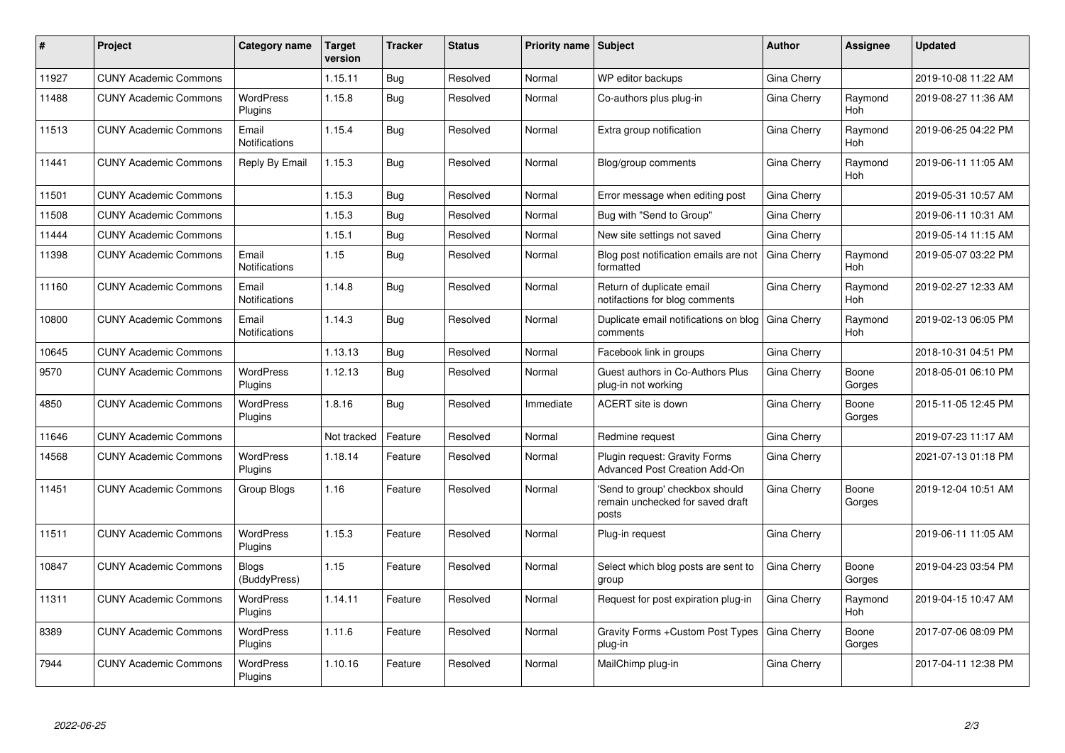| # | Project | Category name | Target version | Tracker | Status | Priority name | Subject | Author | Assignee | Updated |
|---|---|---|---|---|---|---|---|---|---|---|
| 11927 | CUNY Academic Commons | | 1.15.11 | Bug | Resolved | Normal | WP editor backups | Gina Cherry | | 2019-10-08 11:22 AM |
| 11488 | CUNY Academic Commons | WordPress Plugins | 1.15.8 | Bug | Resolved | Normal | Co-authors plus plug-in | Gina Cherry | Raymond Hoh | 2019-08-27 11:36 AM |
| 11513 | CUNY Academic Commons | Email Notifications | 1.15.4 | Bug | Resolved | Normal | Extra group notification | Gina Cherry | Raymond Hoh | 2019-06-25 04:22 PM |
| 11441 | CUNY Academic Commons | Reply By Email | 1.15.3 | Bug | Resolved | Normal | Blog/group comments | Gina Cherry | Raymond Hoh | 2019-06-11 11:05 AM |
| 11501 | CUNY Academic Commons | | 1.15.3 | Bug | Resolved | Normal | Error message when editing post | Gina Cherry | | 2019-05-31 10:57 AM |
| 11508 | CUNY Academic Commons | | 1.15.3 | Bug | Resolved | Normal | Bug with "Send to Group" | Gina Cherry | | 2019-06-11 10:31 AM |
| 11444 | CUNY Academic Commons | | 1.15.1 | Bug | Resolved | Normal | New site settings not saved | Gina Cherry | | 2019-05-14 11:15 AM |
| 11398 | CUNY Academic Commons | Email Notifications | 1.15 | Bug | Resolved | Normal | Blog post notification emails are not formatted | Gina Cherry | Raymond Hoh | 2019-05-07 03:22 PM |
| 11160 | CUNY Academic Commons | Email Notifications | 1.14.8 | Bug | Resolved | Normal | Return of duplicate email notifactions for blog comments | Gina Cherry | Raymond Hoh | 2019-02-27 12:33 AM |
| 10800 | CUNY Academic Commons | Email Notifications | 1.14.3 | Bug | Resolved | Normal | Duplicate email notifications on blog comments | Gina Cherry | Raymond Hoh | 2019-02-13 06:05 PM |
| 10645 | CUNY Academic Commons | | 1.13.13 | Bug | Resolved | Normal | Facebook link in groups | Gina Cherry | | 2018-10-31 04:51 PM |
| 9570 | CUNY Academic Commons | WordPress Plugins | 1.12.13 | Bug | Resolved | Normal | Guest authors in Co-Authors Plus plug-in not working | Gina Cherry | Boone Gorges | 2018-05-01 06:10 PM |
| 4850 | CUNY Academic Commons | WordPress Plugins | 1.8.16 | Bug | Resolved | Immediate | ACERT site is down | Gina Cherry | Boone Gorges | 2015-11-05 12:45 PM |
| 11646 | CUNY Academic Commons | | Not tracked | Feature | Resolved | Normal | Redmine request | Gina Cherry | | 2019-07-23 11:17 AM |
| 14568 | CUNY Academic Commons | WordPress Plugins | 1.18.14 | Feature | Resolved | Normal | Plugin request: Gravity Forms Advanced Post Creation Add-On | Gina Cherry | | 2021-07-13 01:18 PM |
| 11451 | CUNY Academic Commons | Group Blogs | 1.16 | Feature | Resolved | Normal | 'Send to group' checkbox should remain unchecked for saved draft posts | Gina Cherry | Boone Gorges | 2019-12-04 10:51 AM |
| 11511 | CUNY Academic Commons | WordPress Plugins | 1.15.3 | Feature | Resolved | Normal | Plug-in request | Gina Cherry | | 2019-06-11 11:05 AM |
| 10847 | CUNY Academic Commons | Blogs (BuddyPress) | 1.15 | Feature | Resolved | Normal | Select which blog posts are sent to group | Gina Cherry | Boone Gorges | 2019-04-23 03:54 PM |
| 11311 | CUNY Academic Commons | WordPress Plugins | 1.14.11 | Feature | Resolved | Normal | Request for post expiration plug-in | Gina Cherry | Raymond Hoh | 2019-04-15 10:47 AM |
| 8389 | CUNY Academic Commons | WordPress Plugins | 1.11.6 | Feature | Resolved | Normal | Gravity Forms +Custom Post Types plug-in | Gina Cherry | Boone Gorges | 2017-07-06 08:09 PM |
| 7944 | CUNY Academic Commons | WordPress Plugins | 1.10.16 | Feature | Resolved | Normal | MailChimp plug-in | Gina Cherry | | 2017-04-11 12:38 PM |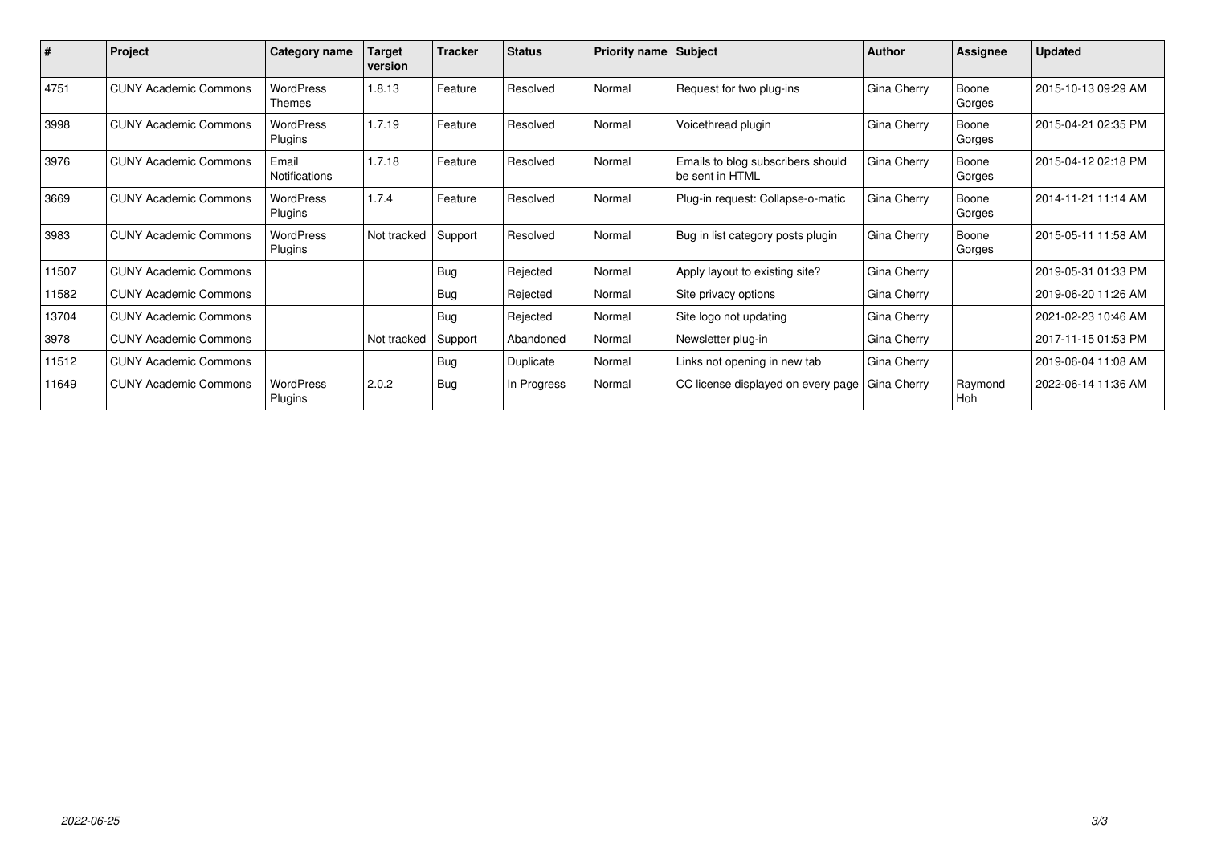| # | Project | Category name | Target version | Tracker | Status | Priority name | Subject | Author | Assignee | Updated |
|---|---|---|---|---|---|---|---|---|---|---|
| 4751 | CUNY Academic Commons | WordPress Themes | 1.8.13 | Feature | Resolved | Normal | Request for two plug-ins | Gina Cherry | Boone Gorges | 2015-10-13 09:29 AM |
| 3998 | CUNY Academic Commons | WordPress Plugins | 1.7.19 | Feature | Resolved | Normal | Voicethread plugin | Gina Cherry | Boone Gorges | 2015-04-21 02:35 PM |
| 3976 | CUNY Academic Commons | Email Notifications | 1.7.18 | Feature | Resolved | Normal | Emails to blog subscribers should be sent in HTML | Gina Cherry | Boone Gorges | 2015-04-12 02:18 PM |
| 3669 | CUNY Academic Commons | WordPress Plugins | 1.7.4 | Feature | Resolved | Normal | Plug-in request: Collapse-o-matic | Gina Cherry | Boone Gorges | 2014-11-21 11:14 AM |
| 3983 | CUNY Academic Commons | WordPress Plugins | Not tracked | Support | Resolved | Normal | Bug in list category posts plugin | Gina Cherry | Boone Gorges | 2015-05-11 11:58 AM |
| 11507 | CUNY Academic Commons | | | Bug | Rejected | Normal | Apply layout to existing site? | Gina Cherry | | 2019-05-31 01:33 PM |
| 11582 | CUNY Academic Commons | | | Bug | Rejected | Normal | Site privacy options | Gina Cherry | | 2019-06-20 11:26 AM |
| 13704 | CUNY Academic Commons | | | Bug | Rejected | Normal | Site logo not updating | Gina Cherry | | 2021-02-23 10:46 AM |
| 3978 | CUNY Academic Commons | | Not tracked | Support | Abandoned | Normal | Newsletter plug-in | Gina Cherry | | 2017-11-15 01:53 PM |
| 11512 | CUNY Academic Commons | | | Bug | Duplicate | Normal | Links not opening in new tab | Gina Cherry | | 2019-06-04 11:08 AM |
| 11649 | CUNY Academic Commons | WordPress Plugins | 2.0.2 | Bug | In Progress | Normal | CC license displayed on every page | Gina Cherry | Raymond Hoh | 2022-06-14 11:36 AM |